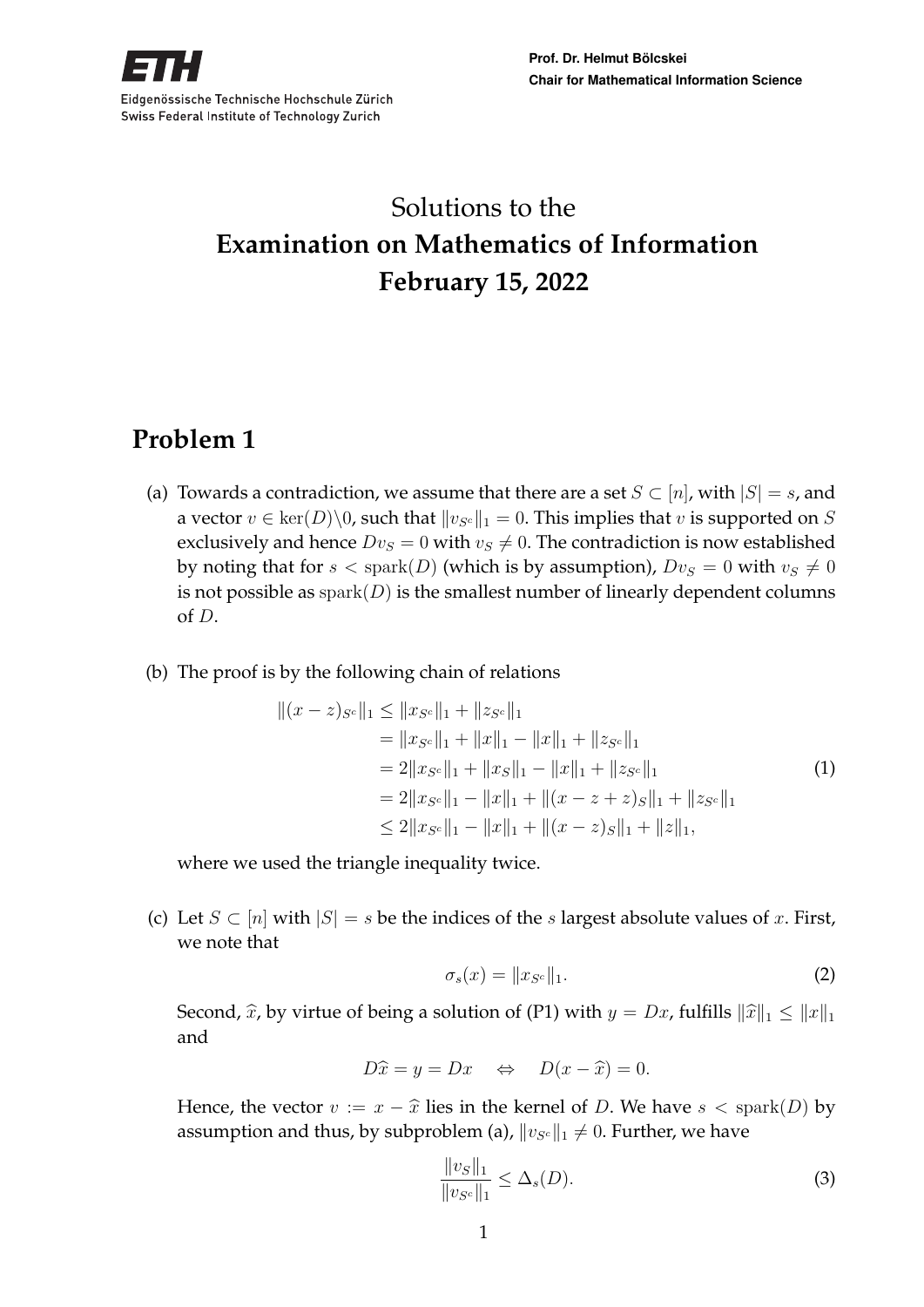Solutions to the

# Examination on Mathematics of Information
# February 15, 2022

## Problem 1

(a) Towards a contradiction, we assume that there are a set $S \subset [n]$, with $|S| = s$, and a vector $v \in \ker(D)\backslash 0$, such that $\|v_{S^c}\|_1 = 0$. This implies that $v$ is supported on $S$ exclusively and hence $Dv_S = 0$ with $v_S \neq 0$. The contradiction is now established by noting that for $s < \operatorname{spark}(D)$ (which is by assumption), $Dv_S = 0$ with $v_S \neq 0$ is not possible as $\operatorname{spark}(D)$ is the smallest number of linearly dependent columns of $D$.

(b) The proof is by the following chain of relations

$$
\begin{aligned}
\|(x-z)_{S^c}\|_1 &\leq \|x_{S^c}\|_1 + \|z_{S^c}\|_1 \\
&= \|x_{S^c}\|_1 + \|x\|_1 - \|x\|_1 + \|z_{S^c}\|_1 \\
&= 2\|x_{S^c}\|_1 + \|x_S\|_1 - \|x\|_1 + \|z_{S^c}\|_1 \\
&= 2\|x_{S^c}\|_1 - \|x\|_1 + \|(x-z+z)_S\|_1 + \|z_{S^c}\|_1 \\
&\leq 2\|x_{S^c}\|_1 - \|x\|_1 + \|(x-z)_S\|_1 + \|z\|_1,
\end{aligned}
\tag{1}
$$

where we used the triangle inequality twice.

(c) Let $S \subset [n]$ with $|S| = s$ be the indices of the $s$ largest absolute values of $x$. First, we note that

$$
\sigma_s(x) = \|x_{S^c}\|_1. \tag{2}
$$

Second, $\widehat{x}$, by virtue of being a solution of (P1) with $y = Dx$, fulfills $\|\widehat{x}\|_1 \leq \|x\|_1$ and

$$
D\widehat{x} = y = Dx \quad \Leftrightarrow \quad D(x - \widehat{x}) = 0.
$$

Hence, the vector $v := x - \widehat{x}$ lies in the kernel of $D$. We have $s < \operatorname{spark}(D)$ by assumption and thus, by subproblem (a), $\|v_{S^c}\|_1 \neq 0$. Further, we have

$$
\frac{\|v_S\|_1}{\|v_{S^c}\|_1} \leq \Delta_s(D). \tag{3}
$$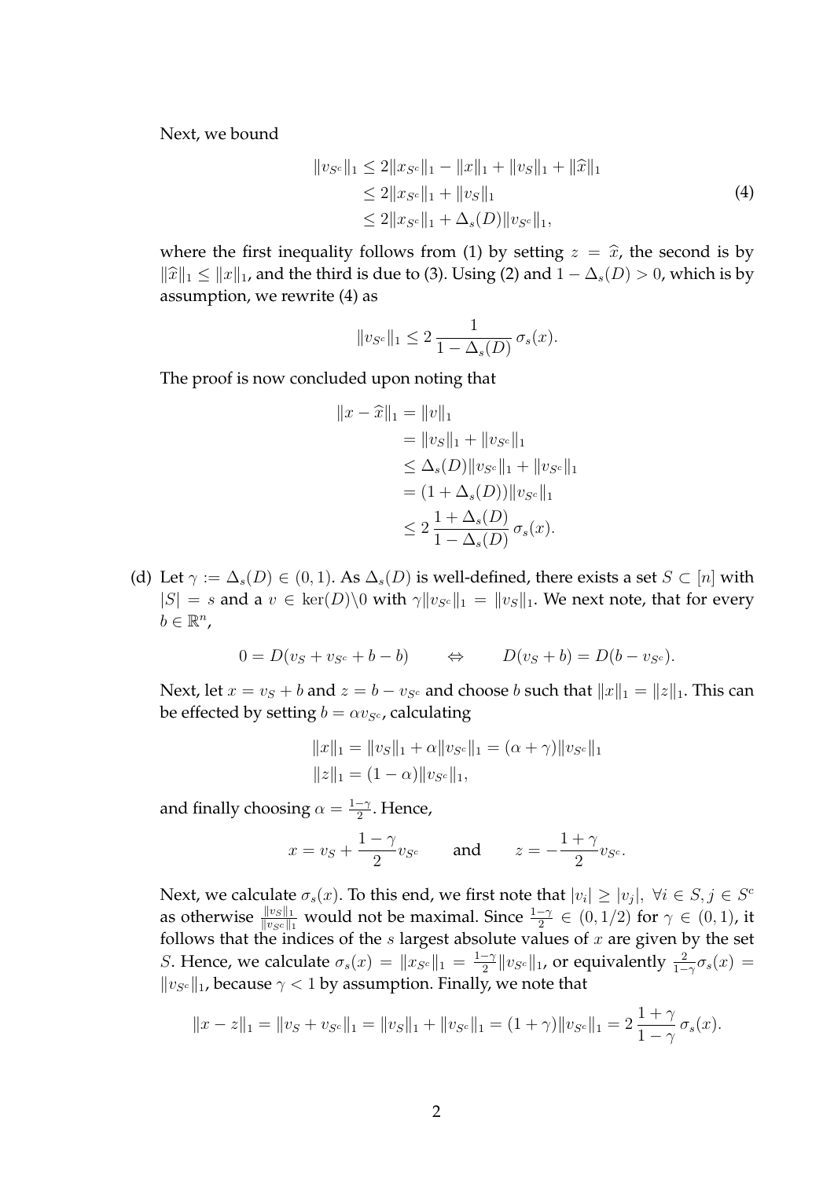Next, we bound

$$
\begin{aligned}
\|v_{S^c}\|_1 &\leq 2\|x_{S^c}\|_1 - \|x\|_1 + \|v_S\|_1 + \|\widehat{x}\|_1 \\
&\leq 2\|x_{S^c}\|_1 + \|v_S\|_1 \\
&\leq 2\|x_{S^c}\|_1 + \Delta_s(D)\|v_{S^c}\|_1,
\end{aligned} \tag{4}
$$

where the first inequality follows from (1) by setting $z = \widehat{x}$, the second is by $\|\widehat{x}\|_1 \leq \|x\|_1$, and the third is due to (3). Using (2) and $1 - \Delta_s(D) > 0$, which is by assumption, we rewrite (4) as

$$
\|v_{S^c}\|_1 \leq 2\,\frac{1}{1-\Delta_s(D)}\,\sigma_s(x).
$$

The proof is now concluded upon noting that

$$
\begin{aligned}
\|x - \widehat{x}\|_1 &= \|v\|_1 \\
&= \|v_S\|_1 + \|v_{S^c}\|_1 \\
&\leq \Delta_s(D)\|v_{S^c}\|_1 + \|v_{S^c}\|_1 \\
&= (1 + \Delta_s(D))\|v_{S^c}\|_1 \\
&\leq 2\,\frac{1+\Delta_s(D)}{1-\Delta_s(D)}\,\sigma_s(x).
\end{aligned}
$$

(d) Let $\gamma := \Delta_s(D) \in (0,1)$. As $\Delta_s(D)$ is well-defined, there exists a set $S \subset [n]$ with $|S| = s$ and a $v \in \ker(D)\backslash 0$ with $\gamma\|v_{S^c}\|_1 = \|v_S\|_1$. We next note, that for every $b \in \mathbb{R}^n$,

$$
0 = D(v_S + v_{S^c} + b - b) \qquad \Leftrightarrow \qquad D(v_S + b) = D(b - v_{S^c}).
$$

Next, let $x = v_S + b$ and $z = b - v_{S^c}$ and choose $b$ such that $\|x\|_1 = \|z\|_1$. This can be effected by setting $b = \alpha v_{S^c}$, calculating

$$
\begin{aligned}
\|x\|_1 &= \|v_S\|_1 + \alpha\|v_{S^c}\|_1 = (\alpha + \gamma)\|v_{S^c}\|_1 \\
\|z\|_1 &= (1-\alpha)\|v_{S^c}\|_1,
\end{aligned}
$$

and finally choosing $\alpha = \frac{1-\gamma}{2}$. Hence,

$$
x = v_S + \frac{1-\gamma}{2}v_{S^c} \qquad \text{and} \qquad z = -\frac{1+\gamma}{2}v_{S^c}.
$$

Next, we calculate $\sigma_s(x)$. To this end, we first note that $|v_i| \geq |v_j|,\ \forall i \in S, j \in S^c$ as otherwise $\frac{\|v_S\|_1}{\|v_{S^c}\|_1}$ would not be maximal. Since $\frac{1-\gamma}{2} \in (0, 1/2)$ for $\gamma \in (0,1)$, it follows that the indices of the $s$ largest absolute values of $x$ are given by the set $S$. Hence, we calculate $\sigma_s(x) = \|x_{S^c}\|_1 = \frac{1-\gamma}{2}\|v_{S^c}\|_1$, or equivalently $\frac{2}{1-\gamma}\sigma_s(x) = \|v_{S^c}\|_1$, because $\gamma < 1$ by assumption. Finally, we note that

$$
\|x - z\|_1 = \|v_S + v_{S^c}\|_1 = \|v_S\|_1 + \|v_{S^c}\|_1 = (1+\gamma)\|v_{S^c}\|_1 = 2\,\frac{1+\gamma}{1-\gamma}\,\sigma_s(x).
$$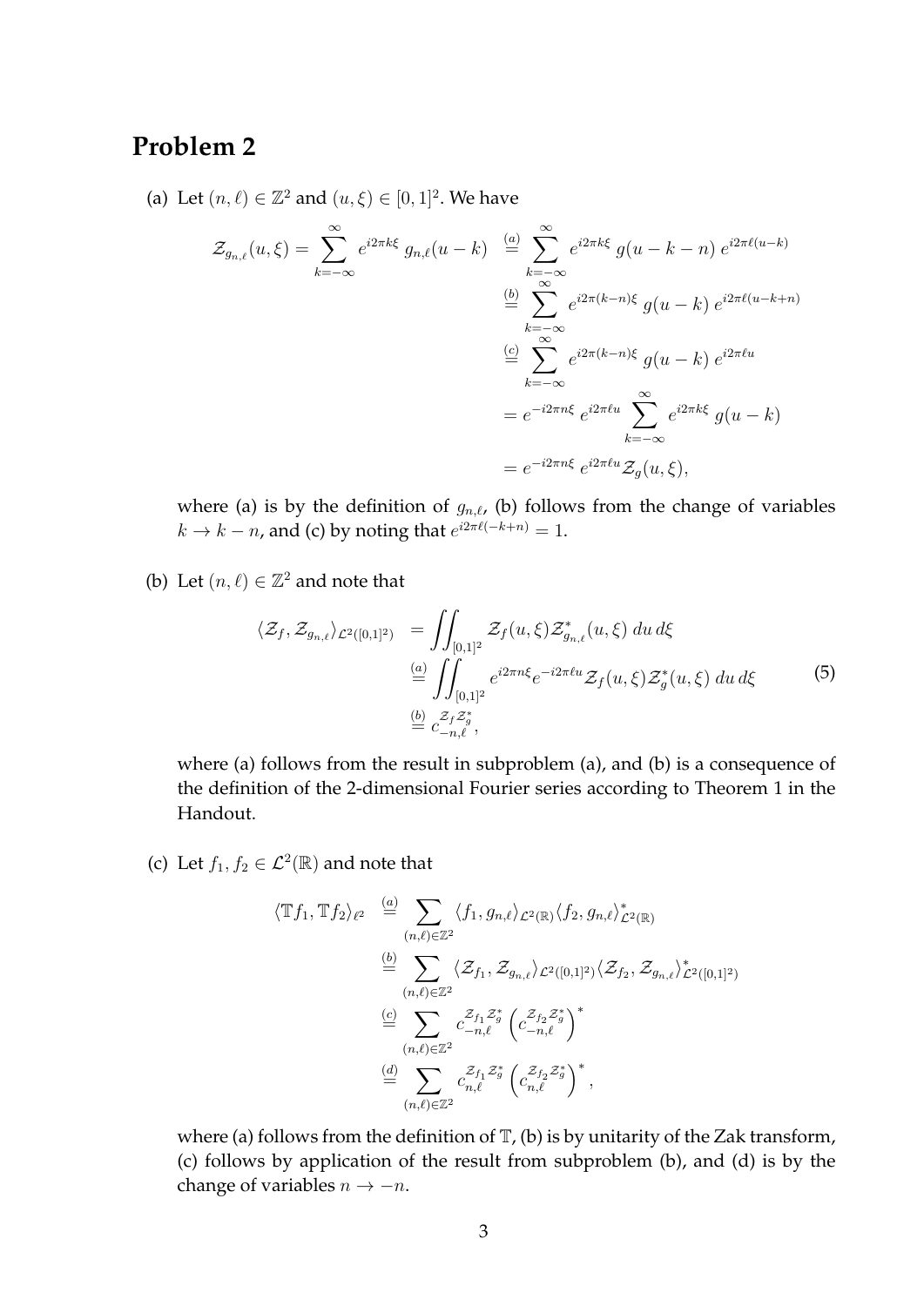## Problem 2

(a) Let $(n, \ell) \in \mathbb{Z}^2$ and $(u, \xi) \in [0,1]^2$. We have

$$
\begin{aligned}
\mathcal{Z}_{g_{n,\ell}}(u, \xi) = \sum_{k=-\infty}^{\infty} e^{i2\pi k\xi}\, g_{n,\ell}(u-k) &\overset{(a)}{=} \sum_{k=-\infty}^{\infty} e^{i2\pi k\xi}\, g(u-k-n)\, e^{i2\pi\ell(u-k)} \\
&\overset{(b)}{=} \sum_{k=-\infty}^{\infty} e^{i2\pi(k-n)\xi}\, g(u-k)\, e^{i2\pi\ell(u-k+n)} \\
&\overset{(c)}{=} \sum_{k=-\infty}^{\infty} e^{i2\pi(k-n)\xi}\, g(u-k)\, e^{i2\pi\ell u} \\
&= e^{-i2\pi n\xi}\, e^{i2\pi\ell u} \sum_{k=-\infty}^{\infty} e^{i2\pi k\xi}\, g(u-k) \\
&= e^{-i2\pi n\xi}\, e^{i2\pi\ell u} \mathcal{Z}_g(u, \xi),
\end{aligned}
$$

where (a) is by the definition of $g_{n,\ell}$, (b) follows from the change of variables $k \to k - n$, and (c) by noting that $e^{i2\pi\ell(-k+n)} = 1$.

(b) Let $(n, \ell) \in \mathbb{Z}^2$ and note that

$$
\begin{aligned}
\langle \mathcal{Z}_f, \mathcal{Z}_{g_{n,\ell}} \rangle_{\mathcal{L}^2([0,1]^2)} &= \iint_{[0,1]^2} \mathcal{Z}_f(u, \xi) \mathcal{Z}^*_{g_{n,\ell}}(u, \xi)\, du\, d\xi \\
&\overset{(a)}{=} \iint_{[0,1]^2} e^{i2\pi n\xi} e^{-i2\pi\ell u} \mathcal{Z}_f(u, \xi) \mathcal{Z}^*_g(u, \xi)\, du\, d\xi \\
&\overset{(b)}{=} c_{-n,\ell}^{\mathcal{Z}_f \mathcal{Z}^*_g},
\end{aligned} \tag{5}
$$

where (a) follows from the result in subproblem (a), and (b) is a consequence of the definition of the 2-dimensional Fourier series according to Theorem 1 in the Handout.

(c) Let $f_1, f_2 \in \mathcal{L}^2(\mathbb{R})$ and note that

$$
\begin{aligned}
\langle \mathbb{T} f_1, \mathbb{T} f_2 \rangle_{\ell^2} &\overset{(a)}{=} \sum_{(n,\ell)\in\mathbb{Z}^2} \langle f_1, g_{n,\ell} \rangle_{\mathcal{L}^2(\mathbb{R})} \langle f_2, g_{n,\ell} \rangle^*_{\mathcal{L}^2(\mathbb{R})} \\
&\overset{(b)}{=} \sum_{(n,\ell)\in\mathbb{Z}^2} \langle \mathcal{Z}_{f_1}, \mathcal{Z}_{g_{n,\ell}} \rangle_{\mathcal{L}^2([0,1]^2)} \langle \mathcal{Z}_{f_2}, \mathcal{Z}_{g_{n,\ell}} \rangle^*_{\mathcal{L}^2([0,1]^2)} \\
&\overset{(c)}{=} \sum_{(n,\ell)\in\mathbb{Z}^2} c_{-n,\ell}^{\mathcal{Z}_{f_1} \mathcal{Z}^*_g} \left( c_{-n,\ell}^{\mathcal{Z}_{f_2} \mathcal{Z}^*_g} \right)^* \\
&\overset{(d)}{=} \sum_{(n,\ell)\in\mathbb{Z}^2} c_{n,\ell}^{\mathcal{Z}_{f_1} \mathcal{Z}^*_g} \left( c_{n,\ell}^{\mathcal{Z}_{f_2} \mathcal{Z}^*_g} \right)^*,
\end{aligned}
$$

where (a) follows from the definition of $\mathbb{T}$, (b) is by unitarity of the Zak transform, (c) follows by application of the result from subproblem (b), and (d) is by the change of variables $n \to -n$.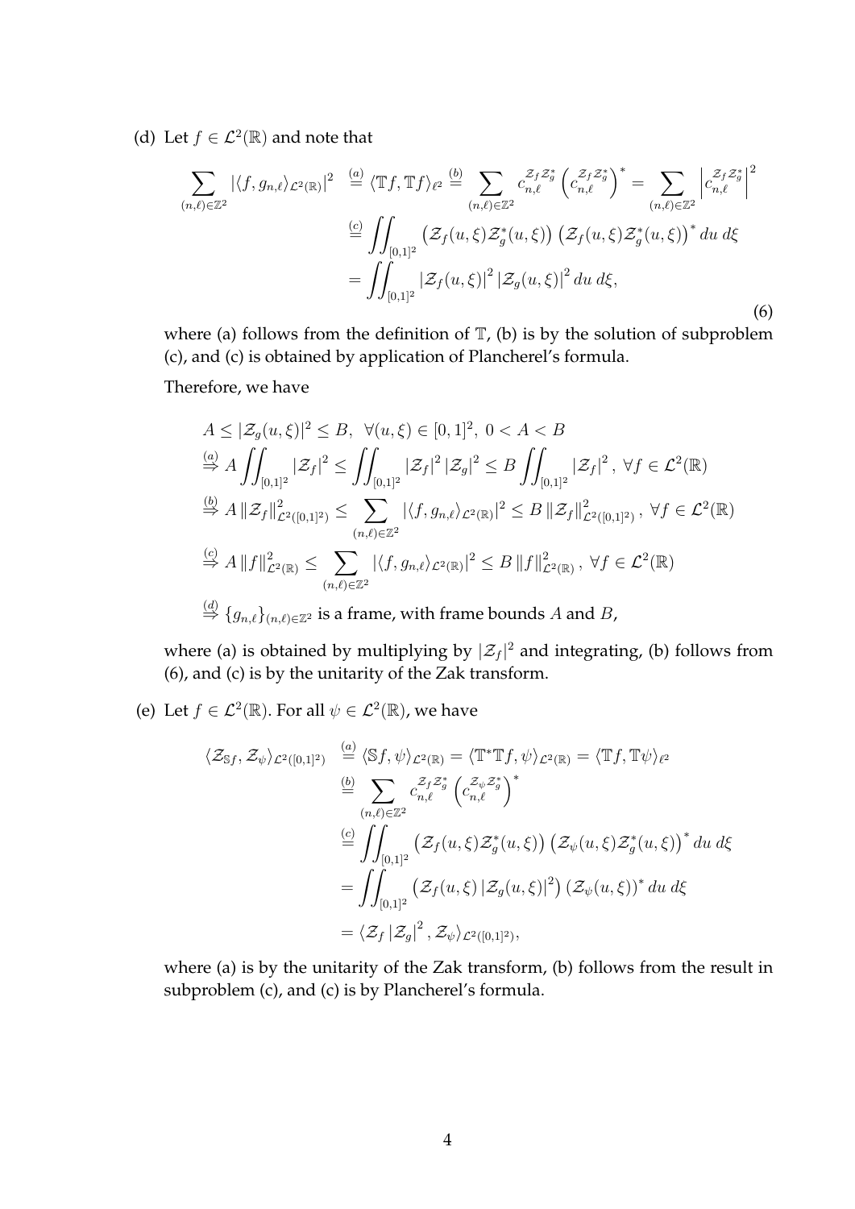(d) Let $f \in \mathcal{L}^2(\mathbb{R})$ and note that

$$
\begin{aligned}
\sum_{(n,\ell)\in\mathbb{Z}^2} \left|\langle f, g_{n,\ell}\rangle_{\mathcal{L}^2(\mathbb{R})}\right|^2 &\overset{(a)}{=} \langle \mathbb{T}f, \mathbb{T}f\rangle_{\ell^2} \overset{(b)}{=} \sum_{(n,\ell)\in\mathbb{Z}^2} c_{n,\ell}^{\mathcal{Z}_f\mathcal{Z}_g^*} \left(c_{n,\ell}^{\mathcal{Z}_f\mathcal{Z}_g^*}\right)^* = \sum_{(n,\ell)\in\mathbb{Z}^2} \left|c_{n,\ell}^{\mathcal{Z}_f\mathcal{Z}_g^*}\right|^2 \\
&\overset{(c)}{=} \iint_{[0,1]^2} \left(\mathcal{Z}_f(u,\xi)\mathcal{Z}_g^*(u,\xi)\right)\left(\mathcal{Z}_f(u,\xi)\mathcal{Z}_g^*(u,\xi)\right)^* du\, d\xi \\
&= \iint_{[0,1]^2} \left|\mathcal{Z}_f(u,\xi)\right|^2 \left|\mathcal{Z}_g(u,\xi)\right|^2 du\, d\xi,
\end{aligned}
\tag{6}
$$

where (a) follows from the definition of $\mathbb{T}$, (b) is by the solution of subproblem (c), and (c) is obtained by application of Plancherel's formula.

Therefore, we have

$$
\begin{aligned}
& A \le |\mathcal{Z}_g(u,\xi)|^2 \le B, \ \ \forall (u,\xi) \in [0,1]^2, \ 0 < A < B \\
& \overset{(a)}{\Rightarrow} A \iint_{[0,1]^2} |\mathcal{Z}_f|^2 \le \iint_{[0,1]^2} |\mathcal{Z}_f|^2 |\mathcal{Z}_g|^2 \le B \iint_{[0,1]^2} |\mathcal{Z}_f|^2, \ \forall f \in \mathcal{L}^2(\mathbb{R}) \\
& \overset{(b)}{\Rightarrow} A \left\|\mathcal{Z}_f\right\|^2_{\mathcal{L}^2([0,1]^2)} \le \sum_{(n,\ell)\in\mathbb{Z}^2} \left|\langle f, g_{n,\ell}\rangle_{\mathcal{L}^2(\mathbb{R})}\right|^2 \le B \left\|\mathcal{Z}_f\right\|^2_{\mathcal{L}^2([0,1]^2)}, \ \forall f \in \mathcal{L}^2(\mathbb{R}) \\
& \overset{(c)}{\Rightarrow} A \left\|f\right\|^2_{\mathcal{L}^2(\mathbb{R})} \le \sum_{(n,\ell)\in\mathbb{Z}^2} \left|\langle f, g_{n,\ell}\rangle_{\mathcal{L}^2(\mathbb{R})}\right|^2 \le B \left\|f\right\|^2_{\mathcal{L}^2(\mathbb{R})}, \ \forall f \in \mathcal{L}^2(\mathbb{R}) \\
& \overset{(d)}{\Rightarrow} \{g_{n,\ell}\}_{(n,\ell)\in\mathbb{Z}^2} \text{ is a frame, with frame bounds } A \text{ and } B,
\end{aligned}
$$

where (a) is obtained by multiplying by $|\mathcal{Z}_f|^2$ and integrating, (b) follows from (6), and (c) is by the unitarity of the Zak transform.

(e) Let $f \in \mathcal{L}^2(\mathbb{R})$. For all $\psi \in \mathcal{L}^2(\mathbb{R})$, we have

$$
\begin{aligned}
\langle \mathcal{Z}_{\mathbb{S}f}, \mathcal{Z}_\psi\rangle_{\mathcal{L}^2([0,1]^2)} &\overset{(a)}{=} \langle \mathbb{S}f, \psi\rangle_{\mathcal{L}^2(\mathbb{R})} = \langle \mathbb{T}^*\mathbb{T}f, \psi\rangle_{\mathcal{L}^2(\mathbb{R})} = \langle \mathbb{T}f, \mathbb{T}\psi\rangle_{\ell^2} \\
&\overset{(b)}{=} \sum_{(n,\ell)\in\mathbb{Z}^2} c_{n,\ell}^{\mathcal{Z}_f\mathcal{Z}_g^*} \left(c_{n,\ell}^{\mathcal{Z}_\psi\mathcal{Z}_g^*}\right)^* \\
&\overset{(c)}{=} \iint_{[0,1]^2} \left(\mathcal{Z}_f(u,\xi)\mathcal{Z}_g^*(u,\xi)\right)\left(\mathcal{Z}_\psi(u,\xi)\mathcal{Z}_g^*(u,\xi)\right)^* du\, d\xi \\
&= \iint_{[0,1]^2} \left(\mathcal{Z}_f(u,\xi)\left|\mathcal{Z}_g(u,\xi)\right|^2\right)\left(\mathcal{Z}_\psi(u,\xi)\right)^* du\, d\xi \\
&= \langle \mathcal{Z}_f \left|\mathcal{Z}_g\right|^2, \mathcal{Z}_\psi\rangle_{\mathcal{L}^2([0,1]^2)},
\end{aligned}
$$

where (a) is by the unitarity of the Zak transform, (b) follows from the result in subproblem (c), and (c) is by Plancherel's formula.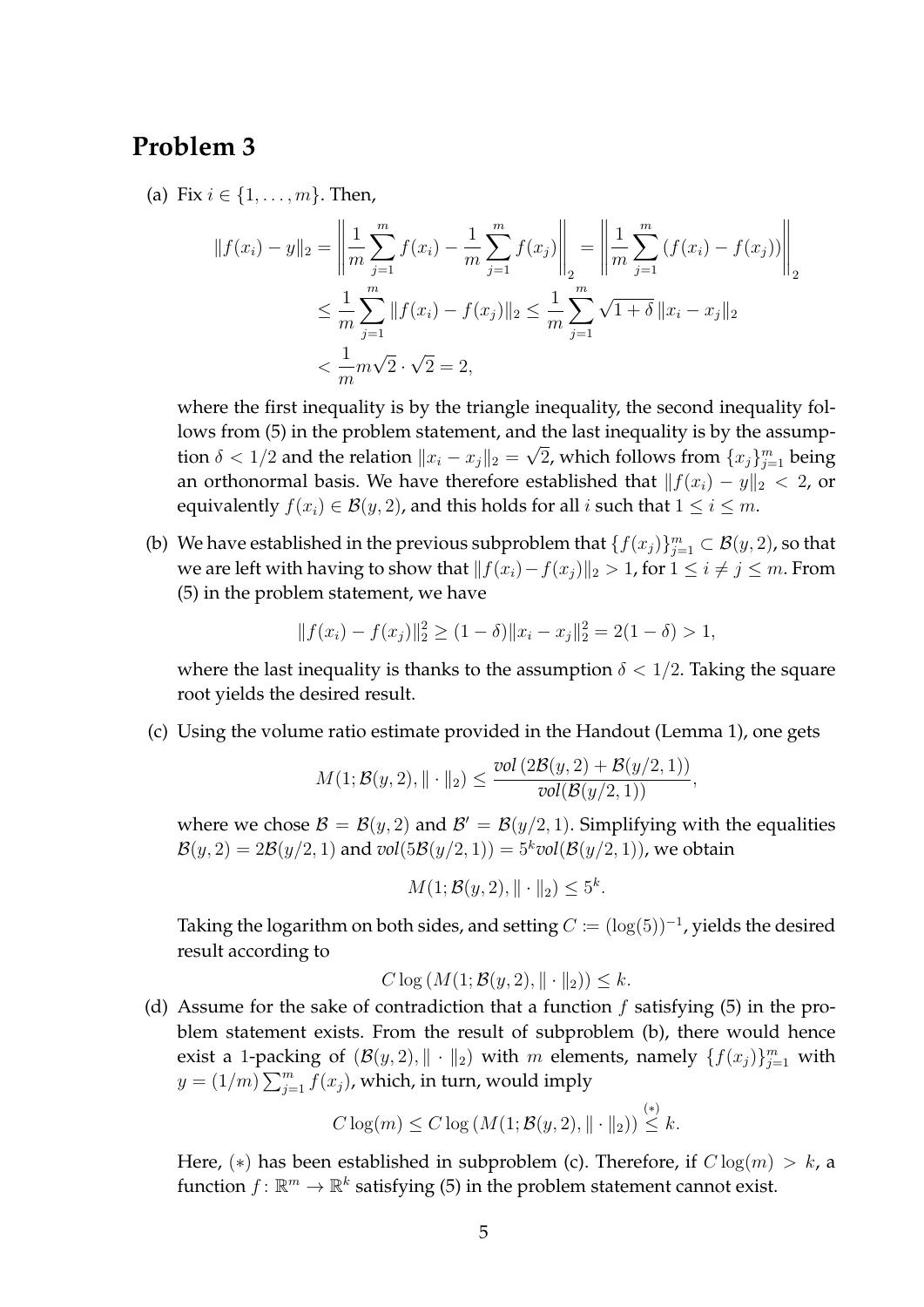## Problem 3

(a) Fix $i \in \{1, \ldots, m\}$. Then,

$$
\begin{aligned}
\|f(x_i) - y\|_2 &= \left\| \frac{1}{m} \sum_{j=1}^{m} f(x_i) - \frac{1}{m} \sum_{j=1}^{m} f(x_j) \right\|_2 = \left\| \frac{1}{m} \sum_{j=1}^{m} (f(x_i) - f(x_j)) \right\|_2 \\
&\leq \frac{1}{m} \sum_{j=1}^{m} \|f(x_i) - f(x_j)\|_2 \leq \frac{1}{m} \sum_{j=1}^{m} \sqrt{1+\delta}\, \|x_i - x_j\|_2 \\
&< \frac{1}{m} m \sqrt{2} \cdot \sqrt{2} = 2,
\end{aligned}
$$

where the first inequality is by the triangle inequality, the second inequality follows from (5) in the problem statement, and the last inequality is by the assumption $\delta < 1/2$ and the relation $\|x_i - x_j\|_2 = \sqrt{2}$, which follows from $\{x_j\}_{j=1}^m$ being an orthonormal basis. We have therefore established that $\|f(x_i) - y\|_2 < 2$, or equivalently $f(x_i) \in \mathcal{B}(y, 2)$, and this holds for all $i$ such that $1 \leq i \leq m$.

(b) We have established in the previous subproblem that $\{f(x_j)\}_{j=1}^m \subset \mathcal{B}(y, 2)$, so that we are left with having to show that $\|f(x_i) - f(x_j)\|_2 > 1$, for $1 \leq i \neq j \leq m$. From (5) in the problem statement, we have

$$
\|f(x_i) - f(x_j)\|_2^2 \geq (1 - \delta)\|x_i - x_j\|_2^2 = 2(1 - \delta) > 1,
$$

where the last inequality is thanks to the assumption $\delta < 1/2$. Taking the square root yields the desired result.

(c) Using the volume ratio estimate provided in the Handout (Lemma 1), one gets

$$
M(1; \mathcal{B}(y, 2), \|\cdot\|_2) \leq \frac{\textit{vol}\,(2\mathcal{B}(y, 2) + \mathcal{B}(y/2, 1))}{\textit{vol}(\mathcal{B}(y/2, 1))},
$$

where we chose $\mathcal{B} = \mathcal{B}(y, 2)$ and $\mathcal{B}' = \mathcal{B}(y/2, 1)$. Simplifying with the equalities $\mathcal{B}(y, 2) = 2\mathcal{B}(y/2, 1)$ and $\textit{vol}(5\mathcal{B}(y/2, 1)) = 5^k \textit{vol}(\mathcal{B}(y/2, 1))$, we obtain

$$
M(1; \mathcal{B}(y, 2), \|\cdot\|_2) \leq 5^k.
$$

Taking the logarithm on both sides, and setting $C := (\log(5))^{-1}$, yields the desired result according to

$$
C \log\left(M(1; \mathcal{B}(y, 2), \|\cdot\|_2)\right) \leq k.
$$

(d) Assume for the sake of contradiction that a function $f$ satisfying (5) in the problem statement exists. From the result of subproblem (b), there would hence exist a 1-packing of $(\mathcal{B}(y, 2), \|\cdot\|_2)$ with $m$ elements, namely $\{f(x_j)\}_{j=1}^m$ with $y = (1/m) \sum_{j=1}^m f(x_j)$, which, in turn, would imply

$$
C \log(m) \leq C \log\left(M(1; \mathcal{B}(y, 2), \|\cdot\|_2)\right) \overset{(*)}{\leq} k.
$$

Here, $(*)$ has been established in subproblem (c). Therefore, if $C \log(m) > k$, a function $f\colon \mathbb{R}^m \to \mathbb{R}^k$ satisfying (5) in the problem statement cannot exist.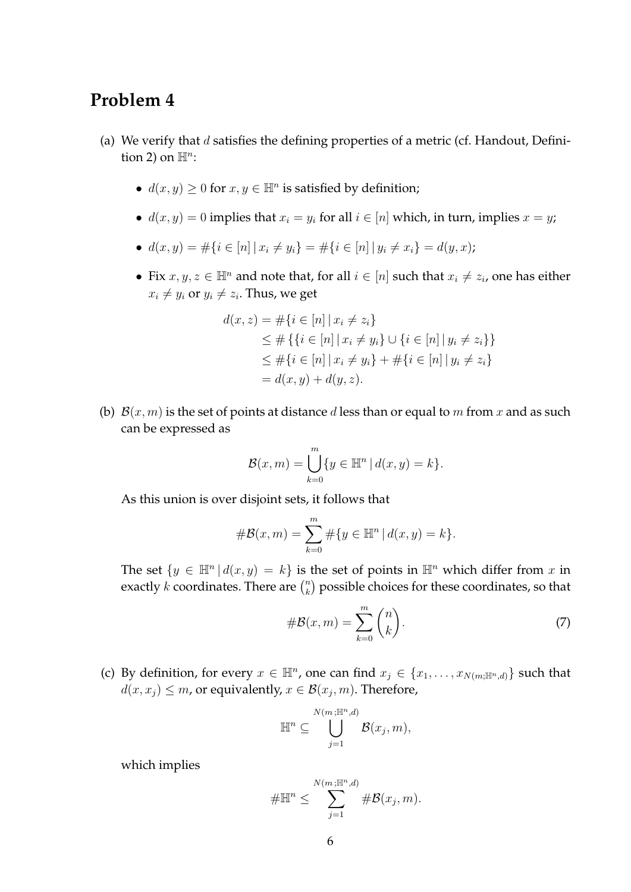## Problem 4

(a) We verify that $d$ satisfies the defining properties of a metric (cf. Handout, Definition 2) on $\mathbb{H}^n$:

- $d(x, y) \geq 0$ for $x, y \in \mathbb{H}^n$ is satisfied by definition;
- $d(x, y) = 0$ implies that $x_i = y_i$ for all $i \in [n]$ which, in turn, implies $x = y$;
- $d(x, y) = \#\{i \in [n] \,|\, x_i \neq y_i\} = \#\{i \in [n] \,|\, y_i \neq x_i\} = d(y, x)$;
- Fix $x, y, z \in \mathbb{H}^n$ and note that, for all $i \in [n]$ such that $x_i \neq z_i$, one has either $x_i \neq y_i$ or $y_i \neq z_i$. Thus, we get

$$
\begin{aligned}
d(x, z) &= \#\{i \in [n] \,|\, x_i \neq z_i\} \\
&\leq \# \{\{i \in [n] \,|\, x_i \neq y_i\} \cup \{i \in [n] \,|\, y_i \neq z_i\}\} \\
&\leq \#\{i \in [n] \,|\, x_i \neq y_i\} + \#\{i \in [n] \,|\, y_i \neq z_i\} \\
&= d(x, y) + d(y, z).
\end{aligned}
$$

(b) $\mathcal{B}(x, m)$ is the set of points at distance $d$ less than or equal to $m$ from $x$ and as such can be expressed as

$$
\mathcal{B}(x, m) = \bigcup_{k=0}^{m} \{y \in \mathbb{H}^n \,|\, d(x, y) = k\}.
$$

As this union is over disjoint sets, it follows that

$$
\#\mathcal{B}(x, m) = \sum_{k=0}^{m} \#\{y \in \mathbb{H}^n \,|\, d(x, y) = k\}.
$$

The set $\{y \in \mathbb{H}^n \,|\, d(x, y) = k\}$ is the set of points in $\mathbb{H}^n$ which differ from $x$ in exactly $k$ coordinates. There are $\binom{n}{k}$ possible choices for these coordinates, so that

$$
\#\mathcal{B}(x, m) = \sum_{k=0}^{m} \binom{n}{k}. \tag{7}
$$

(c) By definition, for every $x \in \mathbb{H}^n$, one can find $x_j \in \{x_1, \ldots, x_{N(m;\mathbb{H}^n,d)}\}$ such that $d(x, x_j) \leq m$, or equivalently, $x \in \mathcal{B}(x_j, m)$. Therefore,

$$
\mathbb{H}^n \subseteq \bigcup_{j=1}^{N(m\,;\mathbb{H}^n,d)} \mathcal{B}(x_j, m),
$$

which implies

$$
\#\mathbb{H}^n \leq \sum_{j=1}^{N(m\,;\mathbb{H}^n,d)} \#\mathcal{B}(x_j, m).
$$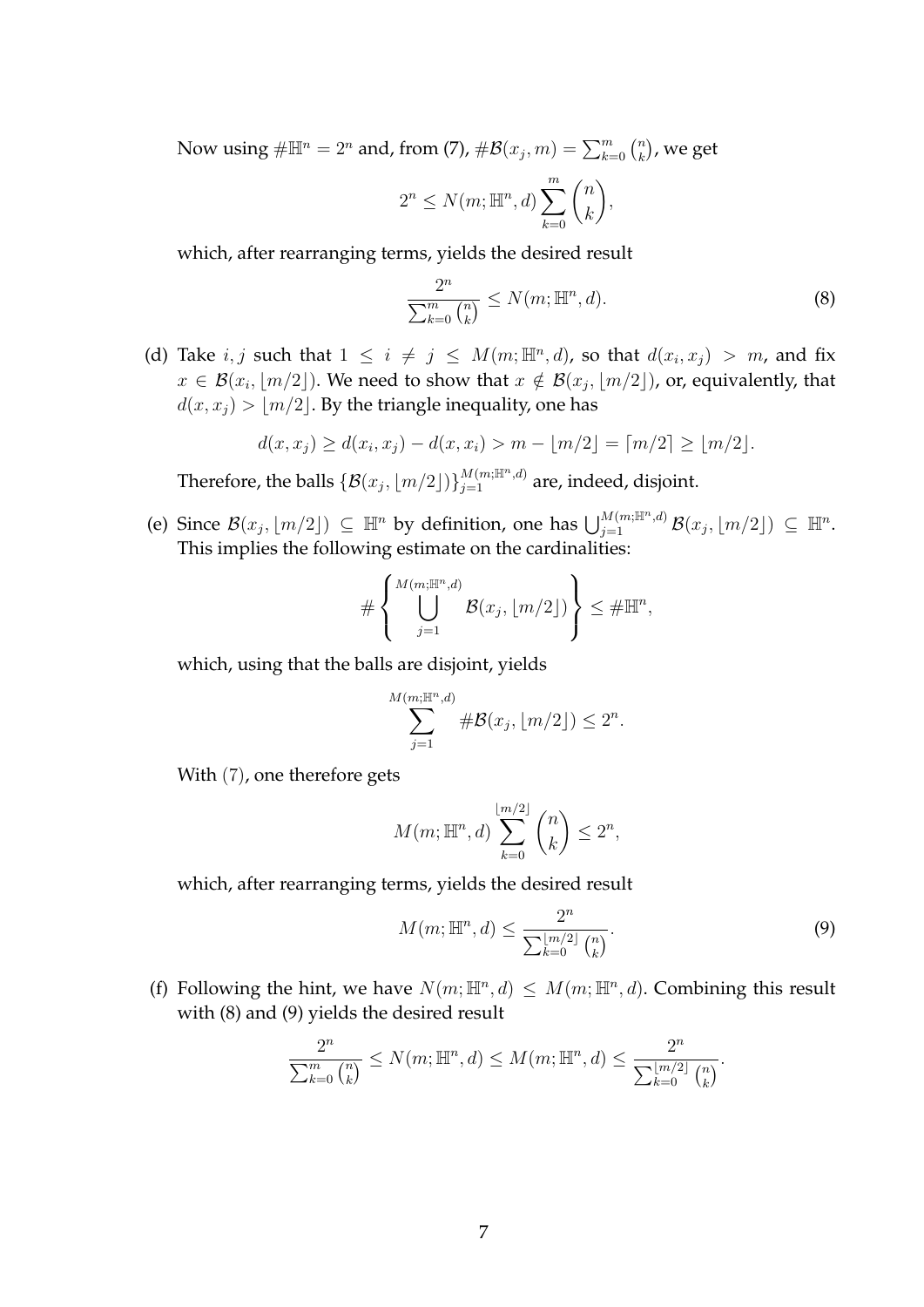Now using $\#\mathbb{H}^n = 2^n$ and, from (7), $\#\mathcal{B}(x_j, m) = \sum_{k=0}^{m} \binom{n}{k}$, we get

$$2^n \leq N(m; \mathbb{H}^n, d) \sum_{k=0}^{m} \binom{n}{k},$$

which, after rearranging terms, yields the desired result

$$\frac{2^n}{\sum_{k=0}^{m} \binom{n}{k}} \leq N(m; \mathbb{H}^n, d). \tag{8}$$

(d) Take $i, j$ such that $1 \leq i \neq j \leq M(m; \mathbb{H}^n, d)$, so that $d(x_i, x_j) > m$, and fix $x \in \mathcal{B}(x_i, \lfloor m/2 \rfloor)$. We need to show that $x \notin \mathcal{B}(x_j, \lfloor m/2 \rfloor)$, or, equivalently, that $d(x, x_j) > \lfloor m/2 \rfloor$. By the triangle inequality, one has

$$d(x, x_j) \geq d(x_i, x_j) - d(x, x_i) > m - \lfloor m/2 \rfloor = \lceil m/2 \rceil \geq \lfloor m/2 \rfloor.$$

Therefore, the balls $\{\mathcal{B}(x_j, \lfloor m/2 \rfloor)\}_{j=1}^{M(m;\mathbb{H}^n,d)}$ are, indeed, disjoint.

(e) Since $\mathcal{B}(x_j, \lfloor m/2 \rfloor) \subseteq \mathbb{H}^n$ by definition, one has $\bigcup_{j=1}^{M(m;\mathbb{H}^n,d)} \mathcal{B}(x_j, \lfloor m/2 \rfloor) \subseteq \mathbb{H}^n$. This implies the following estimate on the cardinalities:

$$\#\left\{ \bigcup_{j=1}^{M(m;\mathbb{H}^n,d)} \mathcal{B}(x_j, \lfloor m/2 \rfloor) \right\} \leq \#\mathbb{H}^n,$$

which, using that the balls are disjoint, yields

$$\sum_{j=1}^{M(m;\mathbb{H}^n,d)} \#\mathcal{B}(x_j, \lfloor m/2 \rfloor) \leq 2^n.$$

With (7), one therefore gets

$$M(m; \mathbb{H}^n, d) \sum_{k=0}^{\lfloor m/2 \rfloor} \binom{n}{k} \leq 2^n,$$

which, after rearranging terms, yields the desired result

$$M(m; \mathbb{H}^n, d) \leq \frac{2^n}{\sum_{k=0}^{\lfloor m/2 \rfloor} \binom{n}{k}}. \tag{9}$$

(f) Following the hint, we have $N(m; \mathbb{H}^n, d) \leq M(m; \mathbb{H}^n, d)$. Combining this result with (8) and (9) yields the desired result

$$\frac{2^n}{\sum_{k=0}^{m} \binom{n}{k}} \leq N(m; \mathbb{H}^n, d) \leq M(m; \mathbb{H}^n, d) \leq \frac{2^n}{\sum_{k=0}^{\lfloor m/2 \rfloor} \binom{n}{k}}.$$